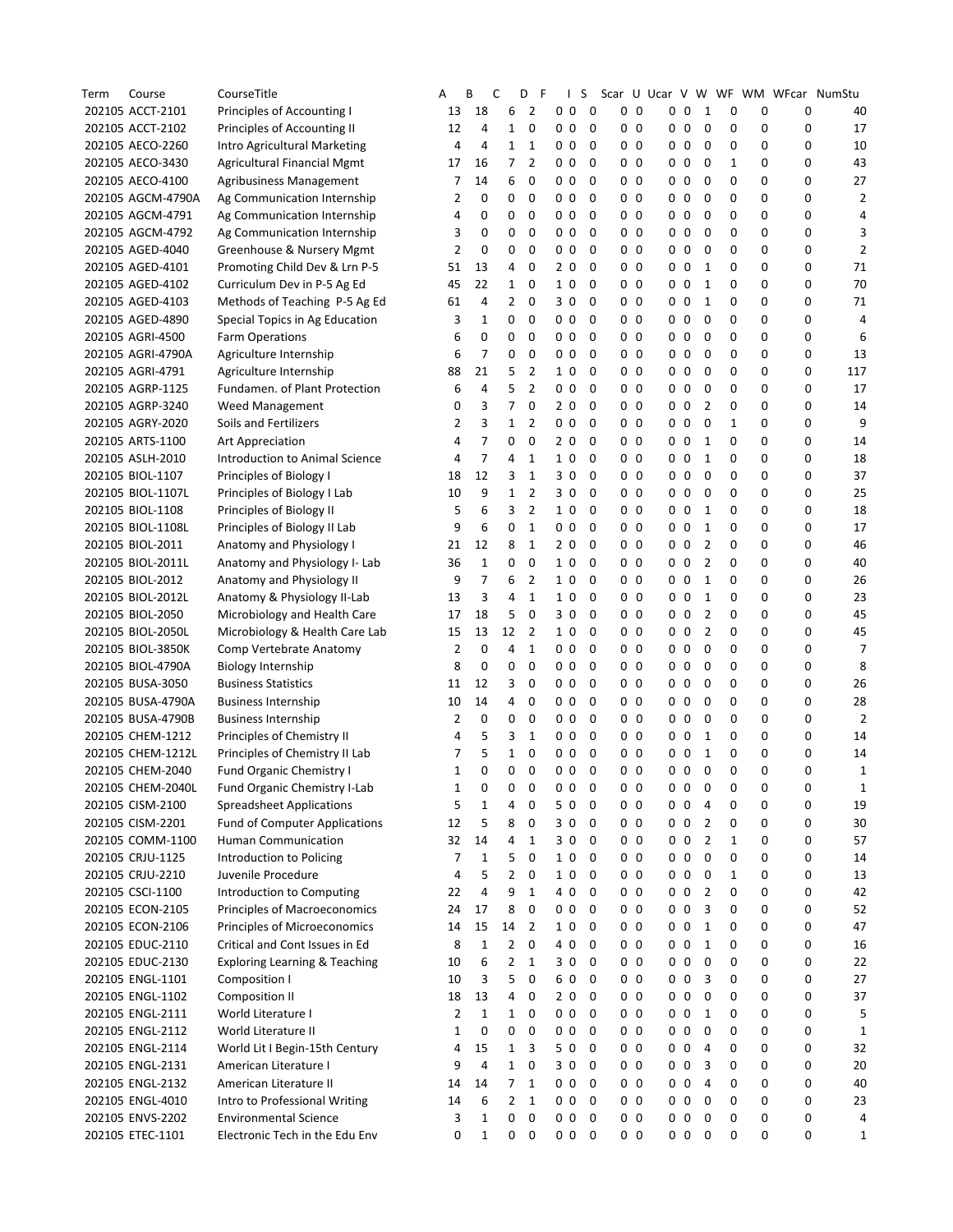| Term | Course | CourseTitle | A | B | C | D | F | I | S | Scar | U | Ucar | V | W | WF | WM | WFcar | NumStu |
|---|---|---|---|---|---|---|---|---|---|---|---|---|---|---|---|---|---|---|
| 202105 | ACCT-2101 | Principles of Accounting I | 13 | 18 | 6 | 2 | 0 | 0 | 0 | 0 | 0 | 0 | 0 | 1 | 0 | 0 | 0 | 40 |
| 202105 | ACCT-2102 | Principles of Accounting II | 12 | 4 | 1 | 0 | 0 | 0 | 0 | 0 | 0 | 0 | 0 | 0 | 0 | 0 | 0 | 17 |
| 202105 | AECO-2260 | Intro Agricultural Marketing | 4 | 4 | 1 | 1 | 0 | 0 | 0 | 0 | 0 | 0 | 0 | 0 | 0 | 0 | 0 | 10 |
| 202105 | AECO-3430 | Agricultural Financial Mgmt | 17 | 16 | 7 | 2 | 0 | 0 | 0 | 0 | 0 | 0 | 0 | 0 | 1 | 0 | 0 | 43 |
| 202105 | AECO-4100 | Agribusiness Management | 7 | 14 | 6 | 0 | 0 | 0 | 0 | 0 | 0 | 0 | 0 | 0 | 0 | 0 | 0 | 27 |
| 202105 | AGCM-4790A | Ag Communication Internship | 2 | 0 | 0 | 0 | 0 | 0 | 0 | 0 | 0 | 0 | 0 | 0 | 0 | 0 | 0 | 2 |
| 202105 | AGCM-4791 | Ag Communication Internship | 4 | 0 | 0 | 0 | 0 | 0 | 0 | 0 | 0 | 0 | 0 | 0 | 0 | 0 | 0 | 4 |
| 202105 | AGCM-4792 | Ag Communication Internship | 3 | 0 | 0 | 0 | 0 | 0 | 0 | 0 | 0 | 0 | 0 | 0 | 0 | 0 | 0 | 3 |
| 202105 | AGED-4040 | Greenhouse & Nursery Mgmt | 2 | 0 | 0 | 0 | 0 | 0 | 0 | 0 | 0 | 0 | 0 | 0 | 0 | 0 | 0 | 2 |
| 202105 | AGED-4101 | Promoting Child Dev & Lrn P-5 | 51 | 13 | 4 | 0 | 2 | 0 | 0 | 0 | 0 | 0 | 0 | 1 | 0 | 0 | 0 | 71 |
| 202105 | AGED-4102 | Curriculum Dev in P-5 Ag Ed | 45 | 22 | 1 | 0 | 1 | 0 | 0 | 0 | 0 | 0 | 0 | 1 | 0 | 0 | 0 | 70 |
| 202105 | AGED-4103 | Methods of Teaching P-5 Ag Ed | 61 | 4 | 2 | 0 | 3 | 0 | 0 | 0 | 0 | 0 | 0 | 1 | 0 | 0 | 0 | 71 |
| 202105 | AGED-4890 | Special Topics in Ag Education | 3 | 1 | 0 | 0 | 0 | 0 | 0 | 0 | 0 | 0 | 0 | 0 | 0 | 0 | 0 | 4 |
| 202105 | AGRI-4500 | Farm Operations | 6 | 0 | 0 | 0 | 0 | 0 | 0 | 0 | 0 | 0 | 0 | 0 | 0 | 0 | 0 | 6 |
| 202105 | AGRI-4790A | Agriculture Internship | 6 | 7 | 0 | 0 | 0 | 0 | 0 | 0 | 0 | 0 | 0 | 0 | 0 | 0 | 0 | 13 |
| 202105 | AGRI-4791 | Agriculture Internship | 88 | 21 | 5 | 2 | 1 | 0 | 0 | 0 | 0 | 0 | 0 | 0 | 0 | 0 | 0 | 117 |
| 202105 | AGRP-1125 | Fundamen. of Plant Protection | 6 | 4 | 5 | 2 | 0 | 0 | 0 | 0 | 0 | 0 | 0 | 0 | 0 | 0 | 0 | 17 |
| 202105 | AGRP-3240 | Weed Management | 0 | 3 | 7 | 0 | 2 | 0 | 0 | 0 | 0 | 0 | 0 | 2 | 0 | 0 | 0 | 14 |
| 202105 | AGRY-2020 | Soils and Fertilizers | 2 | 3 | 1 | 2 | 0 | 0 | 0 | 0 | 0 | 0 | 0 | 0 | 1 | 0 | 0 | 9 |
| 202105 | ARTS-1100 | Art Appreciation | 4 | 7 | 0 | 0 | 2 | 0 | 0 | 0 | 0 | 0 | 0 | 1 | 0 | 0 | 0 | 14 |
| 202105 | ASLH-2010 | Introduction to Animal Science | 4 | 7 | 4 | 1 | 1 | 0 | 0 | 0 | 0 | 0 | 0 | 1 | 0 | 0 | 0 | 18 |
| 202105 | BIOL-1107 | Principles of Biology I | 18 | 12 | 3 | 1 | 3 | 0 | 0 | 0 | 0 | 0 | 0 | 0 | 0 | 0 | 0 | 37 |
| 202105 | BIOL-1107L | Principles of Biology I Lab | 10 | 9 | 1 | 2 | 3 | 0 | 0 | 0 | 0 | 0 | 0 | 0 | 0 | 0 | 0 | 25 |
| 202105 | BIOL-1108 | Principles of Biology II | 5 | 6 | 3 | 2 | 1 | 0 | 0 | 0 | 0 | 0 | 0 | 1 | 0 | 0 | 0 | 18 |
| 202105 | BIOL-1108L | Principles of Biology II Lab | 9 | 6 | 0 | 1 | 0 | 0 | 0 | 0 | 0 | 0 | 0 | 1 | 0 | 0 | 0 | 17 |
| 202105 | BIOL-2011 | Anatomy and Physiology I | 21 | 12 | 8 | 1 | 2 | 0 | 0 | 0 | 0 | 0 | 0 | 2 | 0 | 0 | 0 | 46 |
| 202105 | BIOL-2011L | Anatomy and Physiology I- Lab | 36 | 1 | 0 | 0 | 1 | 0 | 0 | 0 | 0 | 0 | 0 | 2 | 0 | 0 | 0 | 40 |
| 202105 | BIOL-2012 | Anatomy and Physiology II | 9 | 7 | 6 | 2 | 1 | 0 | 0 | 0 | 0 | 0 | 0 | 1 | 0 | 0 | 0 | 26 |
| 202105 | BIOL-2012L | Anatomy & Physiology II-Lab | 13 | 3 | 4 | 1 | 1 | 0 | 0 | 0 | 0 | 0 | 0 | 1 | 0 | 0 | 0 | 23 |
| 202105 | BIOL-2050 | Microbiology and Health Care | 17 | 18 | 5 | 0 | 3 | 0 | 0 | 0 | 0 | 0 | 0 | 2 | 0 | 0 | 0 | 45 |
| 202105 | BIOL-2050L | Microbiology & Health Care Lab | 15 | 13 | 12 | 2 | 1 | 0 | 0 | 0 | 0 | 0 | 0 | 2 | 0 | 0 | 0 | 45 |
| 202105 | BIOL-3850K | Comp Vertebrate Anatomy | 2 | 0 | 4 | 1 | 0 | 0 | 0 | 0 | 0 | 0 | 0 | 0 | 0 | 0 | 0 | 7 |
| 202105 | BIOL-4790A | Biology Internship | 8 | 0 | 0 | 0 | 0 | 0 | 0 | 0 | 0 | 0 | 0 | 0 | 0 | 0 | 0 | 8 |
| 202105 | BUSA-3050 | Business Statistics | 11 | 12 | 3 | 0 | 0 | 0 | 0 | 0 | 0 | 0 | 0 | 0 | 0 | 0 | 0 | 26 |
| 202105 | BUSA-4790A | Business Internship | 10 | 14 | 4 | 0 | 0 | 0 | 0 | 0 | 0 | 0 | 0 | 0 | 0 | 0 | 0 | 28 |
| 202105 | BUSA-4790B | Business Internship | 2 | 0 | 0 | 0 | 0 | 0 | 0 | 0 | 0 | 0 | 0 | 0 | 0 | 0 | 0 | 2 |
| 202105 | CHEM-1212 | Principles of Chemistry II | 4 | 5 | 3 | 1 | 0 | 0 | 0 | 0 | 0 | 0 | 0 | 1 | 0 | 0 | 0 | 14 |
| 202105 | CHEM-1212L | Principles of Chemistry II Lab | 7 | 5 | 1 | 0 | 0 | 0 | 0 | 0 | 0 | 0 | 0 | 1 | 0 | 0 | 0 | 14 |
| 202105 | CHEM-2040 | Fund Organic Chemistry I | 1 | 0 | 0 | 0 | 0 | 0 | 0 | 0 | 0 | 0 | 0 | 0 | 0 | 0 | 0 | 1 |
| 202105 | CHEM-2040L | Fund Organic Chemistry I-Lab | 1 | 0 | 0 | 0 | 0 | 0 | 0 | 0 | 0 | 0 | 0 | 0 | 0 | 0 | 0 | 1 |
| 202105 | CISM-2100 | Spreadsheet Applications | 5 | 1 | 4 | 0 | 5 | 0 | 0 | 0 | 0 | 0 | 0 | 4 | 0 | 0 | 0 | 19 |
| 202105 | CISM-2201 | Fund of Computer Applications | 12 | 5 | 8 | 0 | 3 | 0 | 0 | 0 | 0 | 0 | 0 | 2 | 0 | 0 | 0 | 30 |
| 202105 | COMM-1100 | Human Communication | 32 | 14 | 4 | 1 | 3 | 0 | 0 | 0 | 0 | 0 | 0 | 2 | 1 | 0 | 0 | 57 |
| 202105 | CRJU-1125 | Introduction to Policing | 7 | 1 | 5 | 0 | 1 | 0 | 0 | 0 | 0 | 0 | 0 | 0 | 0 | 0 | 0 | 14 |
| 202105 | CRJU-2210 | Juvenile Procedure | 4 | 5 | 2 | 0 | 1 | 0 | 0 | 0 | 0 | 0 | 0 | 0 | 1 | 0 | 0 | 13 |
| 202105 | CSCI-1100 | Introduction to Computing | 22 | 4 | 9 | 1 | 4 | 0 | 0 | 0 | 0 | 0 | 0 | 2 | 0 | 0 | 0 | 42 |
| 202105 | ECON-2105 | Principles of Macroeconomics | 24 | 17 | 8 | 0 | 0 | 0 | 0 | 0 | 0 | 0 | 0 | 3 | 0 | 0 | 0 | 52 |
| 202105 | ECON-2106 | Principles of Microeconomics | 14 | 15 | 14 | 2 | 1 | 0 | 0 | 0 | 0 | 0 | 0 | 1 | 0 | 0 | 0 | 47 |
| 202105 | EDUC-2110 | Critical and Cont Issues in Ed | 8 | 1 | 2 | 0 | 4 | 0 | 0 | 0 | 0 | 0 | 0 | 1 | 0 | 0 | 0 | 16 |
| 202105 | EDUC-2130 | Exploring Learning & Teaching | 10 | 6 | 2 | 1 | 3 | 0 | 0 | 0 | 0 | 0 | 0 | 0 | 0 | 0 | 0 | 22 |
| 202105 | ENGL-1101 | Composition I | 10 | 3 | 5 | 0 | 6 | 0 | 0 | 0 | 0 | 0 | 0 | 3 | 0 | 0 | 0 | 27 |
| 202105 | ENGL-1102 | Composition II | 18 | 13 | 4 | 0 | 2 | 0 | 0 | 0 | 0 | 0 | 0 | 0 | 0 | 0 | 0 | 37 |
| 202105 | ENGL-2111 | World Literature I | 2 | 1 | 1 | 0 | 0 | 0 | 0 | 0 | 0 | 0 | 0 | 1 | 0 | 0 | 0 | 5 |
| 202105 | ENGL-2112 | World Literature II | 1 | 0 | 0 | 0 | 0 | 0 | 0 | 0 | 0 | 0 | 0 | 0 | 0 | 0 | 0 | 1 |
| 202105 | ENGL-2114 | World Lit I Begin-15th Century | 4 | 15 | 1 | 3 | 5 | 0 | 0 | 0 | 0 | 0 | 0 | 4 | 0 | 0 | 0 | 32 |
| 202105 | ENGL-2131 | American Literature I | 9 | 4 | 1 | 0 | 3 | 0 | 0 | 0 | 0 | 0 | 0 | 3 | 0 | 0 | 0 | 20 |
| 202105 | ENGL-2132 | American Literature II | 14 | 14 | 7 | 1 | 0 | 0 | 0 | 0 | 0 | 0 | 0 | 4 | 0 | 0 | 0 | 40 |
| 202105 | ENGL-4010 | Intro to Professional Writing | 14 | 6 | 2 | 1 | 0 | 0 | 0 | 0 | 0 | 0 | 0 | 0 | 0 | 0 | 0 | 23 |
| 202105 | ENVS-2202 | Environmental Science | 3 | 1 | 0 | 0 | 0 | 0 | 0 | 0 | 0 | 0 | 0 | 0 | 0 | 0 | 0 | 4 |
| 202105 | ETEC-1101 | Electronic Tech in the Edu Env | 0 | 1 | 0 | 0 | 0 | 0 | 0 | 0 | 0 | 0 | 0 | 0 | 0 | 0 | 0 | 1 |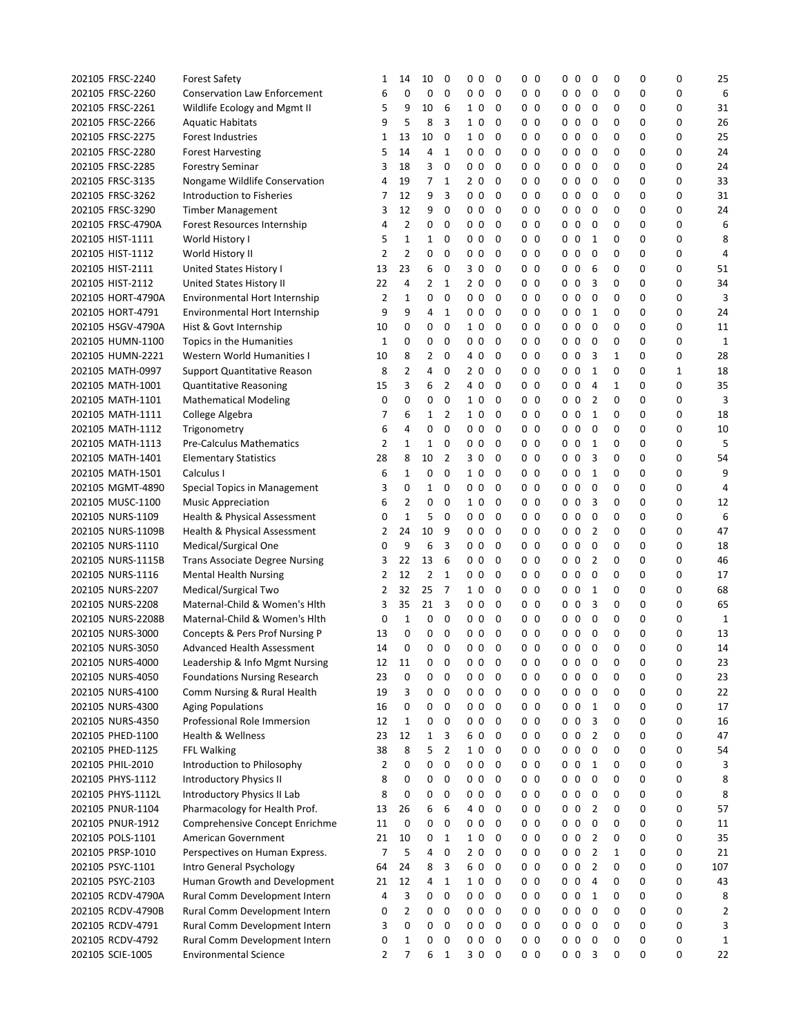| | | | | | | | | | | | | | | | | | |
|---|---|---|---|---|---|---|---|---|---|---|---|---|---|---|---|---|---|
| 202105 FRSC-2240 | Forest Safety | 1 | 14 | 10 | 0 | 0 | 0 | 0 | 0 | 0 | 0 | 0 | 0 | 0 | 0 | 0 | 25 |
| 202105 FRSC-2260 | Conservation Law Enforcement | 6 | 0 | 0 | 0 | 0 | 0 | 0 | 0 | 0 | 0 | 0 | 0 | 0 | 0 | 0 | 6 |
| 202105 FRSC-2261 | Wildlife Ecology and Mgmt II | 5 | 9 | 10 | 6 | 1 | 0 | 0 | 0 | 0 | 0 | 0 | 0 | 0 | 0 | 0 | 31 |
| 202105 FRSC-2266 | Aquatic Habitats | 9 | 5 | 8 | 3 | 1 | 0 | 0 | 0 | 0 | 0 | 0 | 0 | 0 | 0 | 0 | 26 |
| 202105 FRSC-2275 | Forest Industries | 1 | 13 | 10 | 0 | 1 | 0 | 0 | 0 | 0 | 0 | 0 | 0 | 0 | 0 | 0 | 25 |
| 202105 FRSC-2280 | Forest Harvesting | 5 | 14 | 4 | 1 | 0 | 0 | 0 | 0 | 0 | 0 | 0 | 0 | 0 | 0 | 0 | 24 |
| 202105 FRSC-2285 | Forestry Seminar | 3 | 18 | 3 | 0 | 0 | 0 | 0 | 0 | 0 | 0 | 0 | 0 | 0 | 0 | 0 | 24 |
| 202105 FRSC-3135 | Nongame Wildlife Conservation | 4 | 19 | 7 | 1 | 2 | 0 | 0 | 0 | 0 | 0 | 0 | 0 | 0 | 0 | 0 | 33 |
| 202105 FRSC-3262 | Introduction to Fisheries | 7 | 12 | 9 | 3 | 0 | 0 | 0 | 0 | 0 | 0 | 0 | 0 | 0 | 0 | 0 | 31 |
| 202105 FRSC-3290 | Timber Management | 3 | 12 | 9 | 0 | 0 | 0 | 0 | 0 | 0 | 0 | 0 | 0 | 0 | 0 | 0 | 24 |
| 202105 FRSC-4790A | Forest Resources Internship | 4 | 2 | 0 | 0 | 0 | 0 | 0 | 0 | 0 | 0 | 0 | 0 | 0 | 0 | 0 | 6 |
| 202105 HIST-1111 | World History I | 5 | 1 | 1 | 0 | 0 | 0 | 0 | 0 | 0 | 0 | 0 | 1 | 0 | 0 | 0 | 8 |
| 202105 HIST-1112 | World History II | 2 | 2 | 0 | 0 | 0 | 0 | 0 | 0 | 0 | 0 | 0 | 0 | 0 | 0 | 0 | 4 |
| 202105 HIST-2111 | United States History I | 13 | 23 | 6 | 0 | 3 | 0 | 0 | 0 | 0 | 0 | 0 | 6 | 0 | 0 | 0 | 51 |
| 202105 HIST-2112 | United States History II | 22 | 4 | 2 | 1 | 2 | 0 | 0 | 0 | 0 | 0 | 0 | 3 | 0 | 0 | 0 | 34 |
| 202105 HORT-4790A | Environmental Hort Internship | 2 | 1 | 0 | 0 | 0 | 0 | 0 | 0 | 0 | 0 | 0 | 0 | 0 | 0 | 0 | 3 |
| 202105 HORT-4791 | Environmental Hort Internship | 9 | 9 | 4 | 1 | 0 | 0 | 0 | 0 | 0 | 0 | 0 | 1 | 0 | 0 | 0 | 24 |
| 202105 HSGV-4790A | Hist & Govt Internship | 10 | 0 | 0 | 0 | 1 | 0 | 0 | 0 | 0 | 0 | 0 | 0 | 0 | 0 | 0 | 11 |
| 202105 HUMN-1100 | Topics in the Humanities | 1 | 0 | 0 | 0 | 0 | 0 | 0 | 0 | 0 | 0 | 0 | 0 | 0 | 0 | 0 | 1 |
| 202105 HUMN-2221 | Western World Humanities I | 10 | 8 | 2 | 0 | 4 | 0 | 0 | 0 | 0 | 0 | 0 | 3 | 1 | 0 | 0 | 28 |
| 202105 MATH-0997 | Support Quantitative Reason | 8 | 2 | 4 | 0 | 2 | 0 | 0 | 0 | 0 | 0 | 0 | 1 | 0 | 0 | 1 | 18 |
| 202105 MATH-1001 | Quantitative Reasoning | 15 | 3 | 6 | 2 | 4 | 0 | 0 | 0 | 0 | 0 | 0 | 4 | 1 | 0 | 0 | 35 |
| 202105 MATH-1101 | Mathematical Modeling | 0 | 0 | 0 | 0 | 1 | 0 | 0 | 0 | 0 | 0 | 0 | 2 | 0 | 0 | 0 | 3 |
| 202105 MATH-1111 | College Algebra | 7 | 6 | 1 | 2 | 1 | 0 | 0 | 0 | 0 | 0 | 0 | 1 | 0 | 0 | 0 | 18 |
| 202105 MATH-1112 | Trigonometry | 6 | 4 | 0 | 0 | 0 | 0 | 0 | 0 | 0 | 0 | 0 | 0 | 0 | 0 | 0 | 10 |
| 202105 MATH-1113 | Pre-Calculus Mathematics | 2 | 1 | 1 | 0 | 0 | 0 | 0 | 0 | 0 | 0 | 0 | 1 | 0 | 0 | 0 | 5 |
| 202105 MATH-1401 | Elementary Statistics | 28 | 8 | 10 | 2 | 3 | 0 | 0 | 0 | 0 | 0 | 0 | 3 | 0 | 0 | 0 | 54 |
| 202105 MATH-1501 | Calculus I | 6 | 1 | 0 | 0 | 1 | 0 | 0 | 0 | 0 | 0 | 0 | 1 | 0 | 0 | 0 | 9 |
| 202105 MGMT-4890 | Special Topics in Management | 3 | 0 | 1 | 0 | 0 | 0 | 0 | 0 | 0 | 0 | 0 | 0 | 0 | 0 | 0 | 4 |
| 202105 MUSC-1100 | Music Appreciation | 6 | 2 | 0 | 0 | 1 | 0 | 0 | 0 | 0 | 0 | 0 | 3 | 0 | 0 | 0 | 12 |
| 202105 NURS-1109 | Health & Physical Assessment | 0 | 1 | 5 | 0 | 0 | 0 | 0 | 0 | 0 | 0 | 0 | 0 | 0 | 0 | 0 | 6 |
| 202105 NURS-1109B | Health & Physical Assessment | 2 | 24 | 10 | 9 | 0 | 0 | 0 | 0 | 0 | 0 | 0 | 2 | 0 | 0 | 0 | 47 |
| 202105 NURS-1110 | Medical/Surgical One | 0 | 9 | 6 | 3 | 0 | 0 | 0 | 0 | 0 | 0 | 0 | 0 | 0 | 0 | 0 | 18 |
| 202105 NURS-1115B | Trans Associate Degree Nursing | 3 | 22 | 13 | 6 | 0 | 0 | 0 | 0 | 0 | 0 | 0 | 2 | 0 | 0 | 0 | 46 |
| 202105 NURS-1116 | Mental Health Nursing | 2 | 12 | 2 | 1 | 0 | 0 | 0 | 0 | 0 | 0 | 0 | 0 | 0 | 0 | 0 | 17 |
| 202105 NURS-2207 | Medical/Surgical Two | 2 | 32 | 25 | 7 | 1 | 0 | 0 | 0 | 0 | 0 | 0 | 1 | 0 | 0 | 0 | 68 |
| 202105 NURS-2208 | Maternal-Child & Women's Hlth | 3 | 35 | 21 | 3 | 0 | 0 | 0 | 0 | 0 | 0 | 0 | 3 | 0 | 0 | 0 | 65 |
| 202105 NURS-2208B | Maternal-Child & Women's Hlth | 0 | 1 | 0 | 0 | 0 | 0 | 0 | 0 | 0 | 0 | 0 | 0 | 0 | 0 | 0 | 1 |
| 202105 NURS-3000 | Concepts & Pers Prof Nursing P | 13 | 0 | 0 | 0 | 0 | 0 | 0 | 0 | 0 | 0 | 0 | 0 | 0 | 0 | 0 | 13 |
| 202105 NURS-3050 | Advanced Health Assessment | 14 | 0 | 0 | 0 | 0 | 0 | 0 | 0 | 0 | 0 | 0 | 0 | 0 | 0 | 0 | 14 |
| 202105 NURS-4000 | Leadership & Info Mgmt Nursing | 12 | 11 | 0 | 0 | 0 | 0 | 0 | 0 | 0 | 0 | 0 | 0 | 0 | 0 | 0 | 23 |
| 202105 NURS-4050 | Foundations Nursing Research | 23 | 0 | 0 | 0 | 0 | 0 | 0 | 0 | 0 | 0 | 0 | 0 | 0 | 0 | 0 | 23 |
| 202105 NURS-4100 | Comm Nursing & Rural Health | 19 | 3 | 0 | 0 | 0 | 0 | 0 | 0 | 0 | 0 | 0 | 0 | 0 | 0 | 0 | 22 |
| 202105 NURS-4300 | Aging Populations | 16 | 0 | 0 | 0 | 0 | 0 | 0 | 0 | 0 | 0 | 0 | 1 | 0 | 0 | 0 | 17 |
| 202105 NURS-4350 | Professional Role Immersion | 12 | 1 | 0 | 0 | 0 | 0 | 0 | 0 | 0 | 0 | 0 | 3 | 0 | 0 | 0 | 16 |
| 202105 PHED-1100 | Health & Wellness | 23 | 12 | 1 | 3 | 6 | 0 | 0 | 0 | 0 | 0 | 0 | 2 | 0 | 0 | 0 | 47 |
| 202105 PHED-1125 | FFL Walking | 38 | 8 | 5 | 2 | 1 | 0 | 0 | 0 | 0 | 0 | 0 | 0 | 0 | 0 | 0 | 54 |
| 202105 PHIL-2010 | Introduction to Philosophy | 2 | 0 | 0 | 0 | 0 | 0 | 0 | 0 | 0 | 0 | 0 | 1 | 0 | 0 | 0 | 3 |
| 202105 PHYS-1112 | Introductory Physics II | 8 | 0 | 0 | 0 | 0 | 0 | 0 | 0 | 0 | 0 | 0 | 0 | 0 | 0 | 0 | 8 |
| 202105 PHYS-1112L | Introductory Physics II Lab | 8 | 0 | 0 | 0 | 0 | 0 | 0 | 0 | 0 | 0 | 0 | 0 | 0 | 0 | 0 | 8 |
| 202105 PNUR-1104 | Pharmacology for Health Prof. | 13 | 26 | 6 | 6 | 4 | 0 | 0 | 0 | 0 | 0 | 0 | 2 | 0 | 0 | 0 | 57 |
| 202105 PNUR-1912 | Comprehensive Concept Enrichme | 11 | 0 | 0 | 0 | 0 | 0 | 0 | 0 | 0 | 0 | 0 | 0 | 0 | 0 | 0 | 11 |
| 202105 POLS-1101 | American Government | 21 | 10 | 0 | 1 | 1 | 0 | 0 | 0 | 0 | 0 | 0 | 2 | 0 | 0 | 0 | 35 |
| 202105 PRSP-1010 | Perspectives on Human Express. | 7 | 5 | 4 | 0 | 2 | 0 | 0 | 0 | 0 | 0 | 0 | 2 | 1 | 0 | 0 | 21 |
| 202105 PSYC-1101 | Intro General Psychology | 64 | 24 | 8 | 3 | 6 | 0 | 0 | 0 | 0 | 0 | 0 | 2 | 0 | 0 | 0 | 107 |
| 202105 PSYC-2103 | Human Growth and Development | 21 | 12 | 4 | 1 | 1 | 0 | 0 | 0 | 0 | 0 | 0 | 4 | 0 | 0 | 0 | 43 |
| 202105 RCDV-4790A | Rural Comm Development Intern | 4 | 3 | 0 | 0 | 0 | 0 | 0 | 0 | 0 | 0 | 0 | 1 | 0 | 0 | 0 | 8 |
| 202105 RCDV-4790B | Rural Comm Development Intern | 0 | 2 | 0 | 0 | 0 | 0 | 0 | 0 | 0 | 0 | 0 | 0 | 0 | 0 | 0 | 2 |
| 202105 RCDV-4791 | Rural Comm Development Intern | 3 | 0 | 0 | 0 | 0 | 0 | 0 | 0 | 0 | 0 | 0 | 0 | 0 | 0 | 0 | 3 |
| 202105 RCDV-4792 | Rural Comm Development Intern | 0 | 1 | 0 | 0 | 0 | 0 | 0 | 0 | 0 | 0 | 0 | 0 | 0 | 0 | 0 | 1 |
| 202105 SCIE-1005 | Environmental Science | 2 | 7 | 6 | 1 | 3 | 0 | 0 | 0 | 0 | 0 | 0 | 3 | 0 | 0 | 0 | 22 |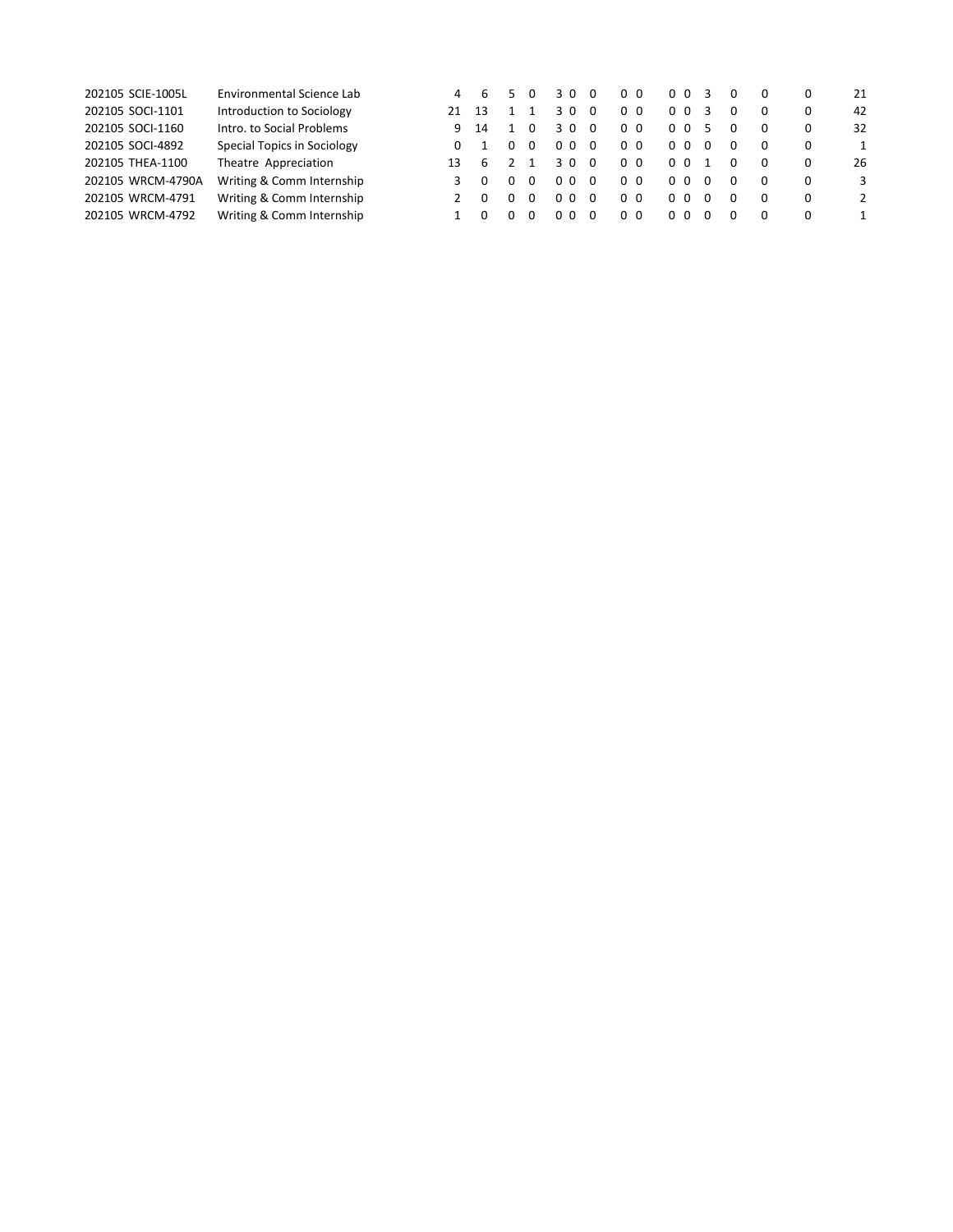| | | | | | | | | | | | | | | | | | | |
|---|---|---|---|---|---|---|---|---|---|---|---|---|---|---|---|---|---|---|
| 202105 | SCIE-1005L | Environmental Science Lab | 4 | 6 | 5 | 0 | 3 | 0 | 0 | 0 | 0 | 0 | 0 | 3 | 0 | 0 | 0 | 21 |
| 202105 | SOCI-1101 | Introduction to Sociology | 21 | 13 | 1 | 1 | 3 | 0 | 0 | 0 | 0 | 0 | 0 | 3 | 0 | 0 | 0 | 42 |
| 202105 | SOCI-1160 | Intro. to Social Problems | 9 | 14 | 1 | 0 | 3 | 0 | 0 | 0 | 0 | 0 | 0 | 5 | 0 | 0 | 0 | 32 |
| 202105 | SOCI-4892 | Special Topics in Sociology | 0 | 1 | 0 | 0 | 0 | 0 | 0 | 0 | 0 | 0 | 0 | 0 | 0 | 0 | 0 | 1 |
| 202105 | THEA-1100 | Theatre Appreciation | 13 | 6 | 2 | 1 | 3 | 0 | 0 | 0 | 0 | 0 | 0 | 1 | 0 | 0 | 0 | 26 |
| 202105 | WRCM-4790A | Writing & Comm Internship | 3 | 0 | 0 | 0 | 0 | 0 | 0 | 0 | 0 | 0 | 0 | 0 | 0 | 0 | 0 | 3 |
| 202105 | WRCM-4791 | Writing & Comm Internship | 2 | 0 | 0 | 0 | 0 | 0 | 0 | 0 | 0 | 0 | 0 | 0 | 0 | 0 | 0 | 2 |
| 202105 | WRCM-4792 | Writing & Comm Internship | 1 | 0 | 0 | 0 | 0 | 0 | 0 | 0 | 0 | 0 | 0 | 0 | 0 | 0 | 0 | 1 |